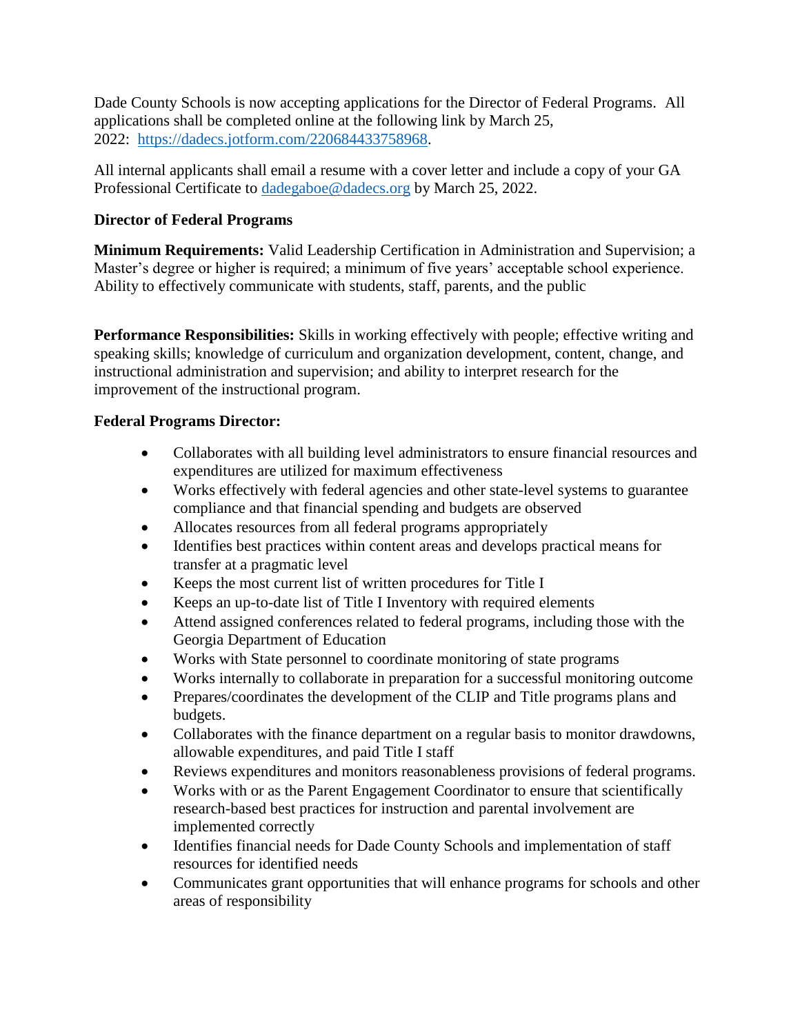Dade County Schools is now accepting applications for the Director of Federal Programs. All applications shall be completed online at the following link by March 25, 2022: [https://dadecs.jotform.com/220684433758968](https://dadecs.jotform.com/220684433758968).

All internal applicants shall email a resume with a cover letter and include a copy of your GA Professional Certificate to [dadegaboe@dadecs.org](mailto:dadegaboe@dadecs.org) by March 25, 2022.

**Director of Federal Programs**

**Minimum Requirements:** Valid Leadership Certification in Administration and Supervision; a Master's degree or higher is required; a minimum of five years' acceptable school experience. Ability to effectively communicate with students, staff, parents, and the public

**Performance Responsibilities:** Skills in working effectively with people; effective writing and speaking skills; knowledge of curriculum and organization development, content, change, and instructional administration and supervision; and ability to interpret research for the improvement of the instructional program.

**Federal Programs Director:**

- Collaborates with all building level administrators to ensure financial resources and expenditures are utilized for maximum effectiveness
- Works effectively with federal agencies and other state-level systems to guarantee compliance and that financial spending and budgets are observed
- Allocates resources from all federal programs appropriately
- Identifies best practices within content areas and develops practical means for transfer at a pragmatic level
- Keeps the most current list of written procedures for Title I
- Keeps an up-to-date list of Title I Inventory with required elements
- Attend assigned conferences related to federal programs, including those with the Georgia Department of Education
- Works with State personnel to coordinate monitoring of state programs
- Works internally to collaborate in preparation for a successful monitoring outcome
- Prepares/coordinates the development of the CLIP and Title programs plans and budgets.
- Collaborates with the finance department on a regular basis to monitor drawdowns, allowable expenditures, and paid Title I staff
- Reviews expenditures and monitors reasonableness provisions of federal programs.
- Works with or as the Parent Engagement Coordinator to ensure that scientifically research-based best practices for instruction and parental involvement are implemented correctly
- Identifies financial needs for Dade County Schools and implementation of staff resources for identified needs
- Communicates grant opportunities that will enhance programs for schools and other areas of responsibility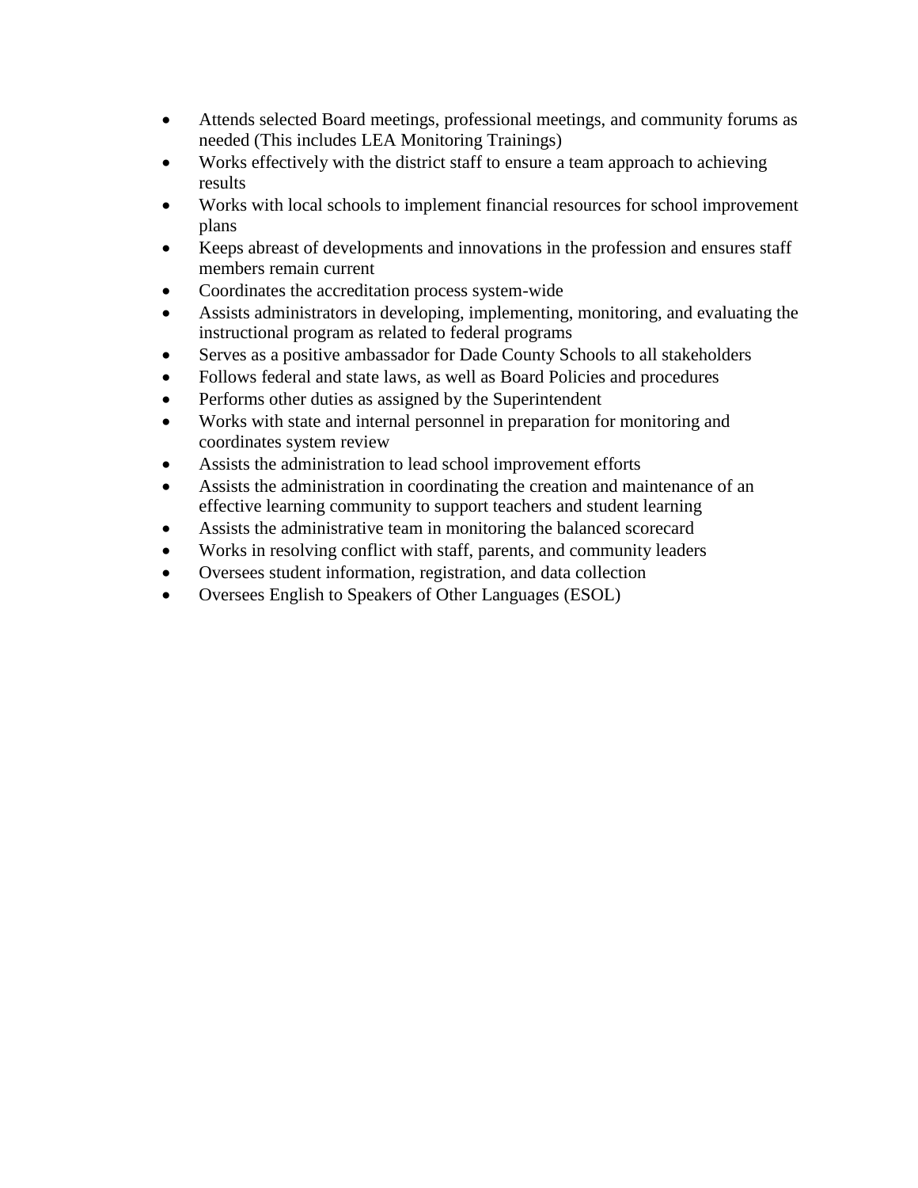- Attends selected Board meetings, professional meetings, and community forums as needed (This includes LEA Monitoring Trainings)
- Works effectively with the district staff to ensure a team approach to achieving results
- Works with local schools to implement financial resources for school improvement plans
- Keeps abreast of developments and innovations in the profession and ensures staff members remain current
- Coordinates the accreditation process system-wide
- Assists administrators in developing, implementing, monitoring, and evaluating the instructional program as related to federal programs
- Serves as a positive ambassador for Dade County Schools to all stakeholders
- Follows federal and state laws, as well as Board Policies and procedures
- Performs other duties as assigned by the Superintendent
- Works with state and internal personnel in preparation for monitoring and coordinates system review
- Assists the administration to lead school improvement efforts
- Assists the administration in coordinating the creation and maintenance of an effective learning community to support teachers and student learning
- Assists the administrative team in monitoring the balanced scorecard
- Works in resolving conflict with staff, parents, and community leaders
- Oversees student information, registration, and data collection
- Oversees English to Speakers of Other Languages (ESOL)